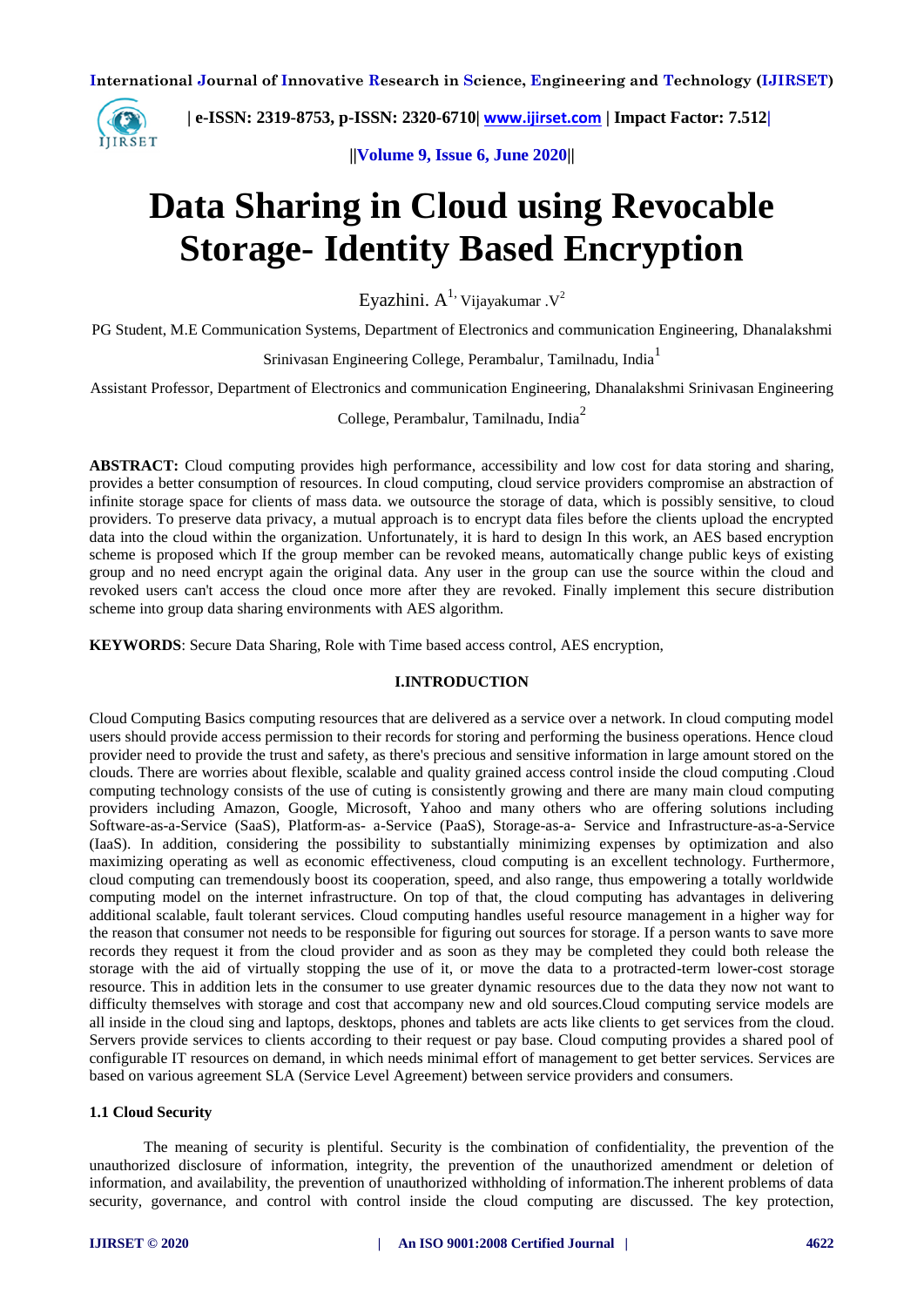# Data Sharing in Cloud using Revocable Storage- Identity Based Encryption

Eyazhini. A[1], Vijayakumar .V[2]

PG Student, M.E Communication Systems, Department of Electronics and communication Engineering, Dhanalakshmi Srinivasan Engineering College, Perambalur, Tamilnadu, India[1]

Assistant Professor, Department of Electronics and communication Engineering, Dhanalakshmi Srinivasan Engineering College, Perambalur, Tamilnadu, India[2]

**ABSTRACT:** Cloud computing provides high performance, accessibility and low cost for data storing and sharing, provides a better consumption of resources. In cloud computing, cloud service providers compromise an abstraction of infinite storage space for clients of mass data. we outsource the storage of data, which is possibly sensitive, to cloud providers. To preserve data privacy, a mutual approach is to encrypt data files before the clients upload the encrypted data into the cloud within the organization. Unfortunately, it is hard to design In this work, an AES based encryption scheme is proposed which If the group member can be revoked means, automatically change public keys of existing group and no need encrypt again the original data. Any user in the group can use the source within the cloud and revoked users can't access the cloud once more after they are revoked. Finally implement this secure distribution scheme into group data sharing environments with AES algorithm.

**KEYWORDS**: Secure Data Sharing, Role with Time based access control, AES encryption,

## I.INTRODUCTION

Cloud Computing Basics computing resources that are delivered as a service over a network. In cloud computing model users should provide access permission to their records for storing and performing the business operations. Hence cloud provider need to provide the trust and safety, as there's precious and sensitive information in large amount stored on the clouds. There are worries about flexible, scalable and quality grained access control inside the cloud computing .Cloud computing technology consists of the use of cuting is consistently growing and there are many main cloud computing providers including Amazon, Google, Microsoft, Yahoo and many others who are offering solutions including Software-as-a-Service (SaaS), Platform-as- a-Service (PaaS), Storage-as-a- Service and Infrastructure-as-a-Service (IaaS). In addition, considering the possibility to substantially minimizing expenses by optimization and also maximizing operating as well as economic effectiveness, cloud computing is an excellent technology. Furthermore, cloud computing can tremendously boost its cooperation, speed, and also range, thus empowering a totally worldwide computing model on the internet infrastructure. On top of that, the cloud computing has advantages in delivering additional scalable, fault tolerant services. Cloud computing handles useful resource management in a higher way for the reason that consumer not needs to be responsible for figuring out sources for storage. If a person wants to save more records they request it from the cloud provider and as soon as they may be completed they could both release the storage with the aid of virtually stopping the use of it, or move the data to a protracted-term lower-cost storage resource. This in addition lets in the consumer to use greater dynamic resources due to the data they now not want to difficulty themselves with storage and cost that accompany new and old sources.Cloud computing service models are all inside in the cloud sing and laptops, desktops, phones and tablets are acts like clients to get services from the cloud. Servers provide services to clients according to their request or pay base. Cloud computing provides a shared pool of configurable IT resources on demand, in which needs minimal effort of management to get better services. Services are based on various agreement SLA (Service Level Agreement) between service providers and consumers.

### 1.1 Cloud Security

The meaning of security is plentiful. Security is the combination of confidentiality, the prevention of the unauthorized disclosure of information, integrity, the prevention of the unauthorized amendment or deletion of information, and availability, the prevention of unauthorized withholding of information.The inherent problems of data security, governance, and control with control inside the cloud computing are discussed. The key protection,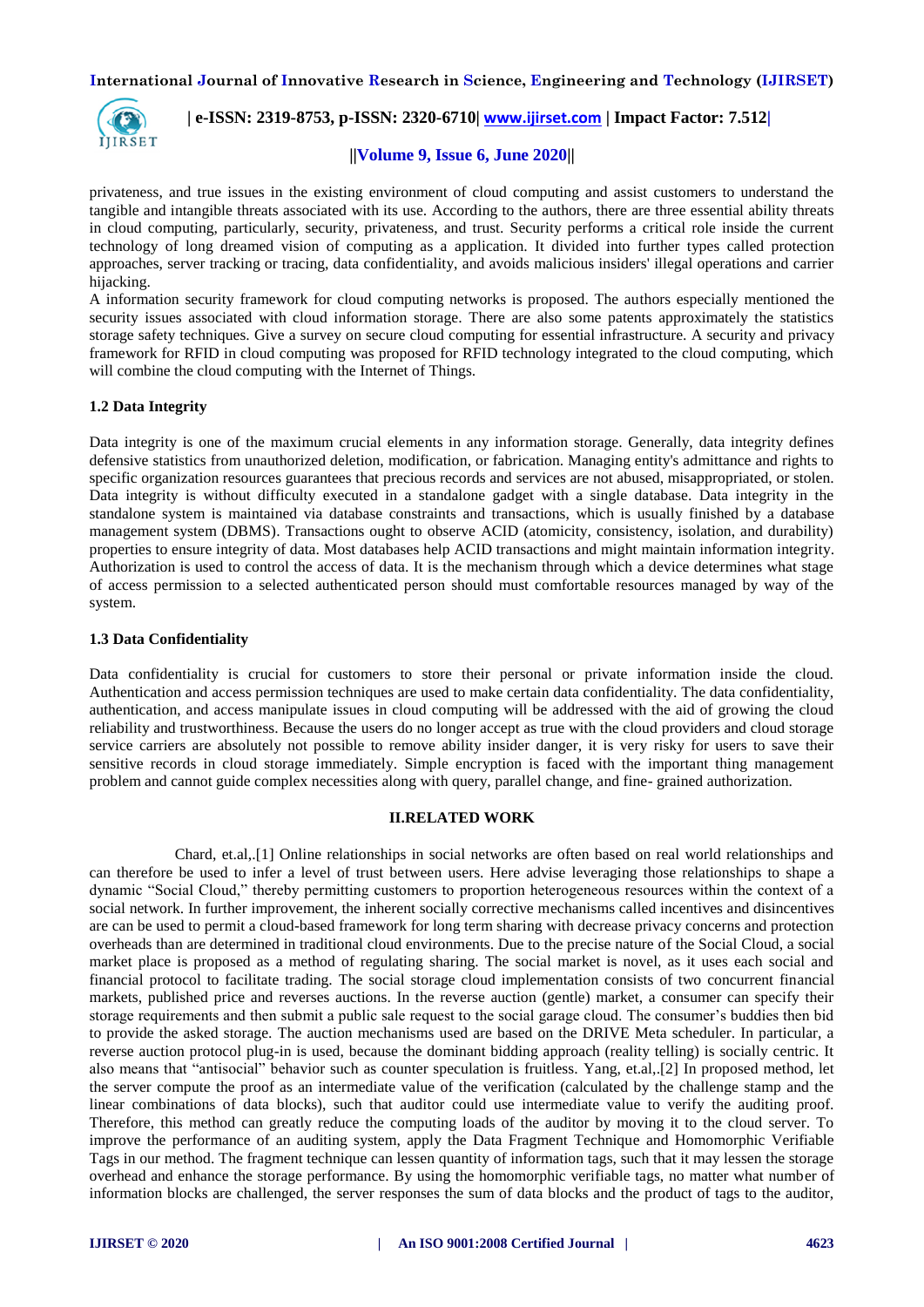privateness, and true issues in the existing environment of cloud computing and assist customers to understand the tangible and intangible threats associated with its use. According to the authors, there are three essential ability threats in cloud computing, particularly, security, privateness, and trust. Security performs a critical role inside the current technology of long dreamed vision of computing as a application. It divided into further types called protection approaches, server tracking or tracing, data confidentiality, and avoids malicious insiders' illegal operations and carrier hijacking.

A information security framework for cloud computing networks is proposed. The authors especially mentioned the security issues associated with cloud information storage. There are also some patents approximately the statistics storage safety techniques. Give a survey on secure cloud computing for essential infrastructure. A security and privacy framework for RFID in cloud computing was proposed for RFID technology integrated to the cloud computing, which will combine the cloud computing with the Internet of Things.

### 1.2 Data Integrity

Data integrity is one of the maximum crucial elements in any information storage. Generally, data integrity defines defensive statistics from unauthorized deletion, modification, or fabrication. Managing entity's admittance and rights to specific organization resources guarantees that precious records and services are not abused, misappropriated, or stolen. Data integrity is without difficulty executed in a standalone gadget with a single database. Data integrity in the standalone system is maintained via database constraints and transactions, which is usually finished by a database management system (DBMS). Transactions ought to observe ACID (atomicity, consistency, isolation, and durability) properties to ensure integrity of data. Most databases help ACID transactions and might maintain information integrity. Authorization is used to control the access of data. It is the mechanism through which a device determines what stage of access permission to a selected authenticated person should must comfortable resources managed by way of the system.

### 1.3 Data Confidentiality

Data confidentiality is crucial for customers to store their personal or private information inside the cloud. Authentication and access permission techniques are used to make certain data confidentiality. The data confidentiality, authentication, and access manipulate issues in cloud computing will be addressed with the aid of growing the cloud reliability and trustworthiness. Because the users do no longer accept as true with the cloud providers and cloud storage service carriers are absolutely not possible to remove ability insider danger, it is very risky for users to save their sensitive records in cloud storage immediately. Simple encryption is faced with the important thing management problem and cannot guide complex necessities along with query, parallel change, and fine- grained authorization.

## II.RELATED WORK

Chard, et.al,.[1] Online relationships in social networks are often based on real world relationships and can therefore be used to infer a level of trust between users. Here advise leveraging those relationships to shape a dynamic "Social Cloud," thereby permitting customers to proportion heterogeneous resources within the context of a social network. In further improvement, the inherent socially corrective mechanisms called incentives and disincentives are can be used to permit a cloud-based framework for long term sharing with decrease privacy concerns and protection overheads than are determined in traditional cloud environments. Due to the precise nature of the Social Cloud, a social market place is proposed as a method of regulating sharing. The social market is novel, as it uses each social and financial protocol to facilitate trading. The social storage cloud implementation consists of two concurrent financial markets, published price and reverses auctions. In the reverse auction (gentle) market, a consumer can specify their storage requirements and then submit a public sale request to the social garage cloud. The consumer's buddies then bid to provide the asked storage. The auction mechanisms used are based on the DRIVE Meta scheduler. In particular, a reverse auction protocol plug-in is used, because the dominant bidding approach (reality telling) is socially centric. It also means that "antisocial" behavior such as counter speculation is fruitless. Yang, et.al,.[2] In proposed method, let the server compute the proof as an intermediate value of the verification (calculated by the challenge stamp and the linear combinations of data blocks), such that auditor could use intermediate value to verify the auditing proof. Therefore, this method can greatly reduce the computing loads of the auditor by moving it to the cloud server. To improve the performance of an auditing system, apply the Data Fragment Technique and Homomorphic Verifiable Tags in our method. The fragment technique can lessen quantity of information tags, such that it may lessen the storage overhead and enhance the storage performance. By using the homomorphic verifiable tags, no matter what number of information blocks are challenged, the server responses the sum of data blocks and the product of tags to the auditor,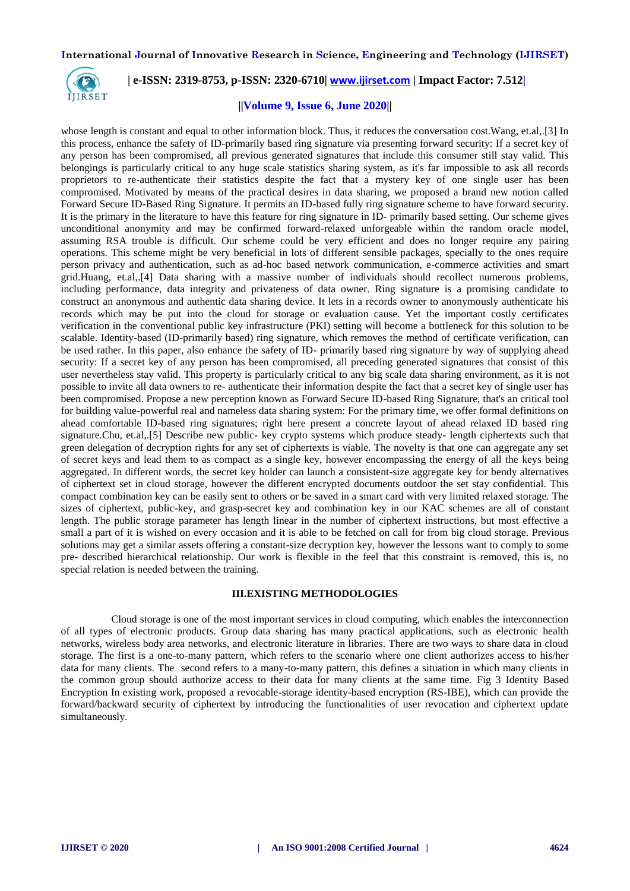whose length is constant and equal to other information block. Thus, it reduces the conversation cost.Wang, et.al,.[3] In this process, enhance the safety of ID-primarily based ring signature via presenting forward security: If a secret key of any person has been compromised, all previous generated signatures that include this consumer still stay valid. This belongings is particularly critical to any huge scale statistics sharing system, as it's far impossible to ask all records proprietors to re-authenticate their statistics despite the fact that a mystery key of one single user has been compromised. Motivated by means of the practical desires in data sharing, we proposed a brand new notion called Forward Secure ID-Based Ring Signature. It permits an ID-based fully ring signature scheme to have forward security. It is the primary in the literature to have this feature for ring signature in ID- primarily based setting. Our scheme gives unconditional anonymity and may be confirmed forward-relaxed unforgeable within the random oracle model, assuming RSA trouble is difficult. Our scheme could be very efficient and does no longer require any pairing operations. This scheme might be very beneficial in lots of different sensible packages, specially to the ones require person privacy and authentication, such as ad-hoc based network communication, e-commerce activities and smart grid.Huang, et.al,.[4] Data sharing with a massive number of individuals should recollect numerous problems, including performance, data integrity and privateness of data owner. Ring signature is a promising candidate to construct an anonymous and authentic data sharing device. It lets in a records owner to anonymously authenticate his records which may be put into the cloud for storage or evaluation cause. Yet the important costly certificates verification in the conventional public key infrastructure (PKI) setting will become a bottleneck for this solution to be scalable. Identity-based (ID-primarily based) ring signature, which removes the method of certificate verification, can be used rather. In this paper, also enhance the safety of ID- primarily based ring signature by way of supplying ahead security: If a secret key of any person has been compromised, all preceding generated signatures that consist of this user nevertheless stay valid. This property is particularly critical to any big scale data sharing environment, as it is not possible to invite all data owners to re- authenticate their information despite the fact that a secret key of single user has been compromised. Propose a new perception known as Forward Secure ID-based Ring Signature, that's an critical tool for building value-powerful real and nameless data sharing system: For the primary time, we offer formal definitions on ahead comfortable ID-based ring signatures; right here present a concrete layout of ahead relaxed ID based ring signature.Chu, et.al,.[5] Describe new public- key crypto systems which produce steady- length ciphertexts such that green delegation of decryption rights for any set of ciphertexts is viable. The novelty is that one can aggregate any set of secret keys and lead them to as compact as a single key, however encompassing the energy of all the keys being aggregated. In different words, the secret key holder can launch a consistent-size aggregate key for bendy alternatives of ciphertext set in cloud storage, however the different encrypted documents outdoor the set stay confidential. This compact combination key can be easily sent to others or be saved in a smart card with very limited relaxed storage. The sizes of ciphertext, public-key, and grasp-secret key and combination key in our KAC schemes are all of constant length. The public storage parameter has length linear in the number of ciphertext instructions, but most effective a small a part of it is wished on every occasion and it is able to be fetched on call for from big cloud storage. Previous solutions may get a similar assets offering a constant-size decryption key, however the lessons want to comply to some pre- described hierarchical relationship. Our work is flexible in the feel that this constraint is removed, this is, no special relation is needed between the training.

## III.EXISTING METHODOLOGIES

Cloud storage is one of the most important services in cloud computing, which enables the interconnection of all types of electronic products. Group data sharing has many practical applications, such as electronic health networks, wireless body area networks, and electronic literature in libraries. There are two ways to share data in cloud storage. The first is a one-to-many pattern, which refers to the scenario where one client authorizes access to his/her data for many clients. The second refers to a many-to-many pattern, this defines a situation in which many clients in the common group should authorize access to their data for many clients at the same time. Fig 3 Identity Based Encryption In existing work, proposed a revocable-storage identity-based encryption (RS-IBE), which can provide the forward/backward security of ciphertext by introducing the functionalities of user revocation and ciphertext update simultaneously.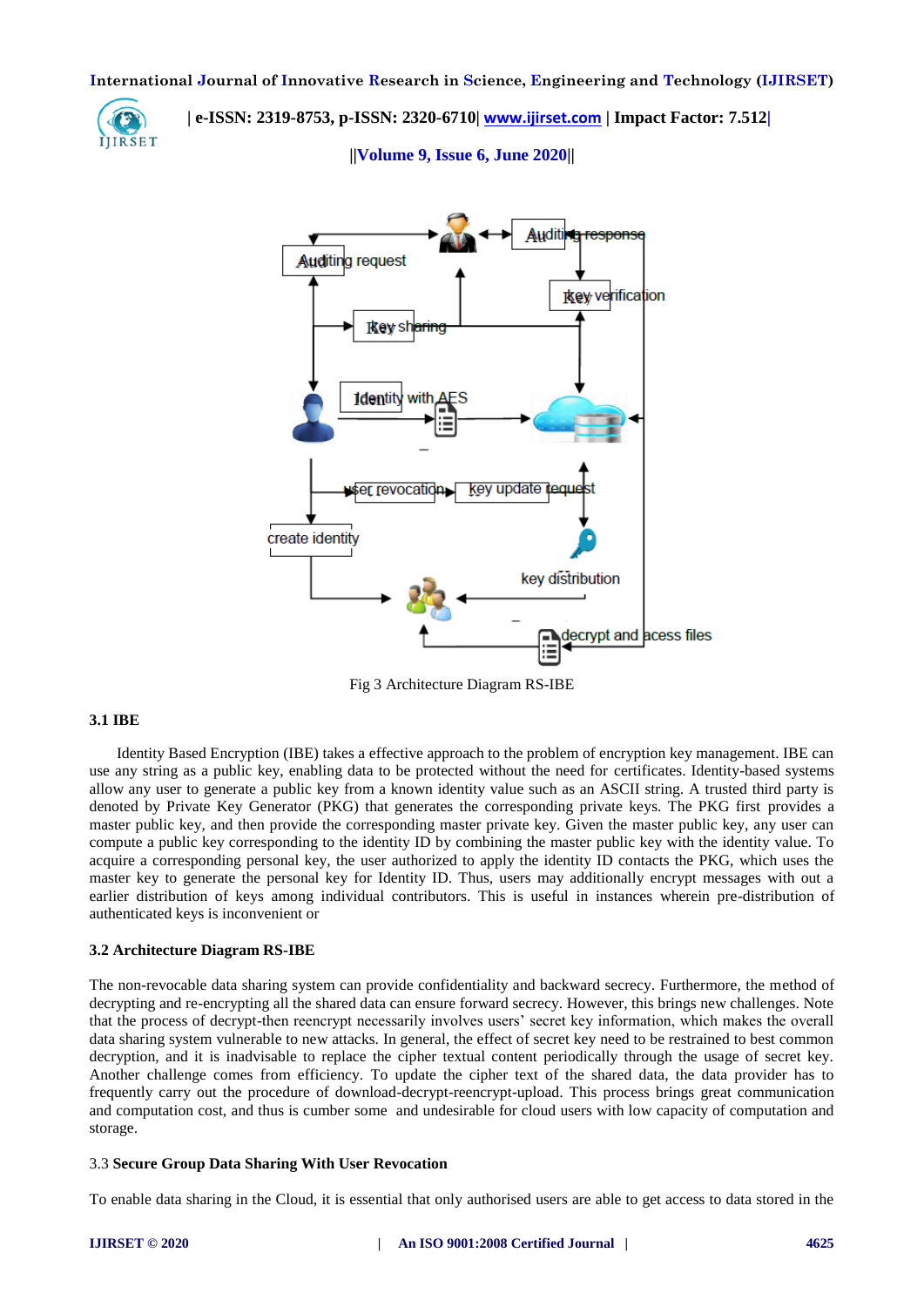Fig 3 Architecture Diagram RS-IBE

### 3.1 IBE

Identity Based Encryption (IBE) takes a effective approach to the problem of encryption key management. IBE can use any string as a public key, enabling data to be protected without the need for certificates. Identity-based systems allow any user to generate a public key from a known identity value such as an ASCII string. A trusted third party is denoted by Private Key Generator (PKG) that generates the corresponding private keys. The PKG first provides a master public key, and then provide the corresponding master private key. Given the master public key, any user can compute a public key corresponding to the identity ID by combining the master public key with the identity value. To acquire a corresponding personal key, the user authorized to apply the identity ID contacts the PKG, which uses the master key to generate the personal key for Identity ID. Thus, users may additionally encrypt messages with out a earlier distribution of keys among individual contributors. This is useful in instances wherein pre-distribution of authenticated keys is inconvenient or

### 3.2 Architecture Diagram RS-IBE

The non-revocable data sharing system can provide confidentiality and backward secrecy. Furthermore, the method of decrypting and re-encrypting all the shared data can ensure forward secrecy. However, this brings new challenges. Note that the process of decrypt-then reencrypt necessarily involves users' secret key information, which makes the overall data sharing system vulnerable to new attacks. In general, the effect of secret key need to be restrained to best common decryption, and it is inadvisable to replace the cipher textual content periodically through the usage of secret key. Another challenge comes from efficiency. To update the cipher text of the shared data, the data provider has to frequently carry out the procedure of download-decrypt-reencrypt-upload. This process brings great communication and computation cost, and thus is cumber some and undesirable for cloud users with low capacity of computation and storage.

### 3.3 Secure Group Data Sharing With User Revocation

To enable data sharing in the Cloud, it is essential that only authorised users are able to get access to data stored in the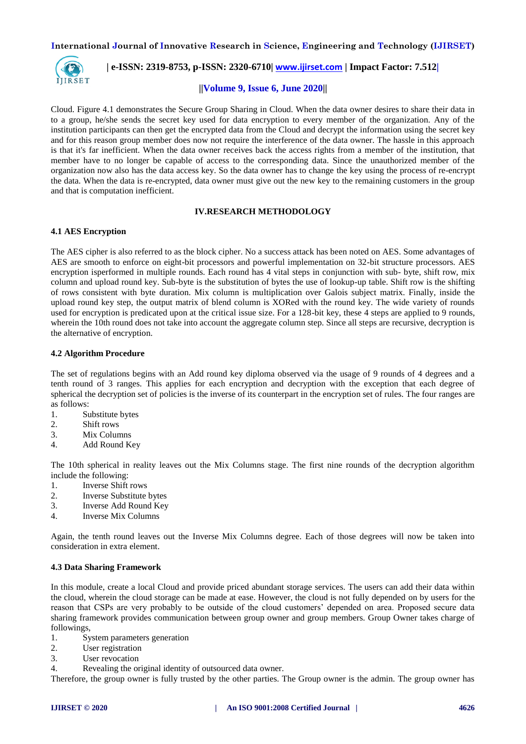Cloud. Figure 4.1 demonstrates the Secure Group Sharing in Cloud. When the data owner desires to share their data in to a group, he/she sends the secret key used for data encryption to every member of the organization. Any of the institution participants can then get the encrypted data from the Cloud and decrypt the information using the secret key and for this reason group member does now not require the interference of the data owner. The hassle in this approach is that it's far inefficient. When the data owner receives back the access rights from a member of the institution, that member have to no longer be capable of access to the corresponding data. Since the unauthorized member of the organization now also has the data access key. So the data owner has to change the key using the process of re-encrypt the data. When the data is re-encrypted, data owner must give out the new key to the remaining customers in the group and that is computation inefficient.

## IV.RESEARCH METHODOLOGY

### 4.1 AES Encryption

The AES cipher is also referred to as the block cipher. No a success attack has been noted on AES. Some advantages of AES are smooth to enforce on eight-bit processors and powerful implementation on 32-bit structure processors. AES encryption isperformed in multiple rounds. Each round has 4 vital steps in conjunction with sub- byte, shift row, mix column and upload round key. Sub-byte is the substitution of bytes the use of lookup-up table. Shift row is the shifting of rows consistent with byte duration. Mix column is multiplication over Galois subject matrix. Finally, inside the upload round key step, the output matrix of blend column is XORed with the round key. The wide variety of rounds used for encryption is predicated upon at the critical issue size. For a 128-bit key, these 4 steps are applied to 9 rounds, wherein the 10th round does not take into account the aggregate column step. Since all steps are recursive, decryption is the alternative of encryption.

### 4.2 Algorithm Procedure

The set of regulations begins with an Add round key diploma observed via the usage of 9 rounds of 4 degrees and a tenth round of 3 ranges. This applies for each encryption and decryption with the exception that each degree of spherical the decryption set of policies is the inverse of its counterpart in the encryption set of rules. The four ranges are as follows:

1. Substitute bytes
2. Shift rows
3. Mix Columns
4. Add Round Key

The 10th spherical in reality leaves out the Mix Columns stage. The first nine rounds of the decryption algorithm include the following:

1. Inverse Shift rows
2. Inverse Substitute bytes
3. Inverse Add Round Key
4. Inverse Mix Columns

Again, the tenth round leaves out the Inverse Mix Columns degree. Each of those degrees will now be taken into consideration in extra element.

### 4.3 Data Sharing Framework

In this module, create a local Cloud and provide priced abundant storage services. The users can add their data within the cloud, wherein the cloud storage can be made at ease. However, the cloud is not fully depended on by users for the reason that CSPs are very probably to be outside of the cloud customers' depended on area. Proposed secure data sharing framework provides communication between group owner and group members. Group Owner takes charge of followings,

1. System parameters generation
2. User registration
3. User revocation
4. Revealing the original identity of outsourced data owner.

Therefore, the group owner is fully trusted by the other parties. The Group owner is the admin. The group owner has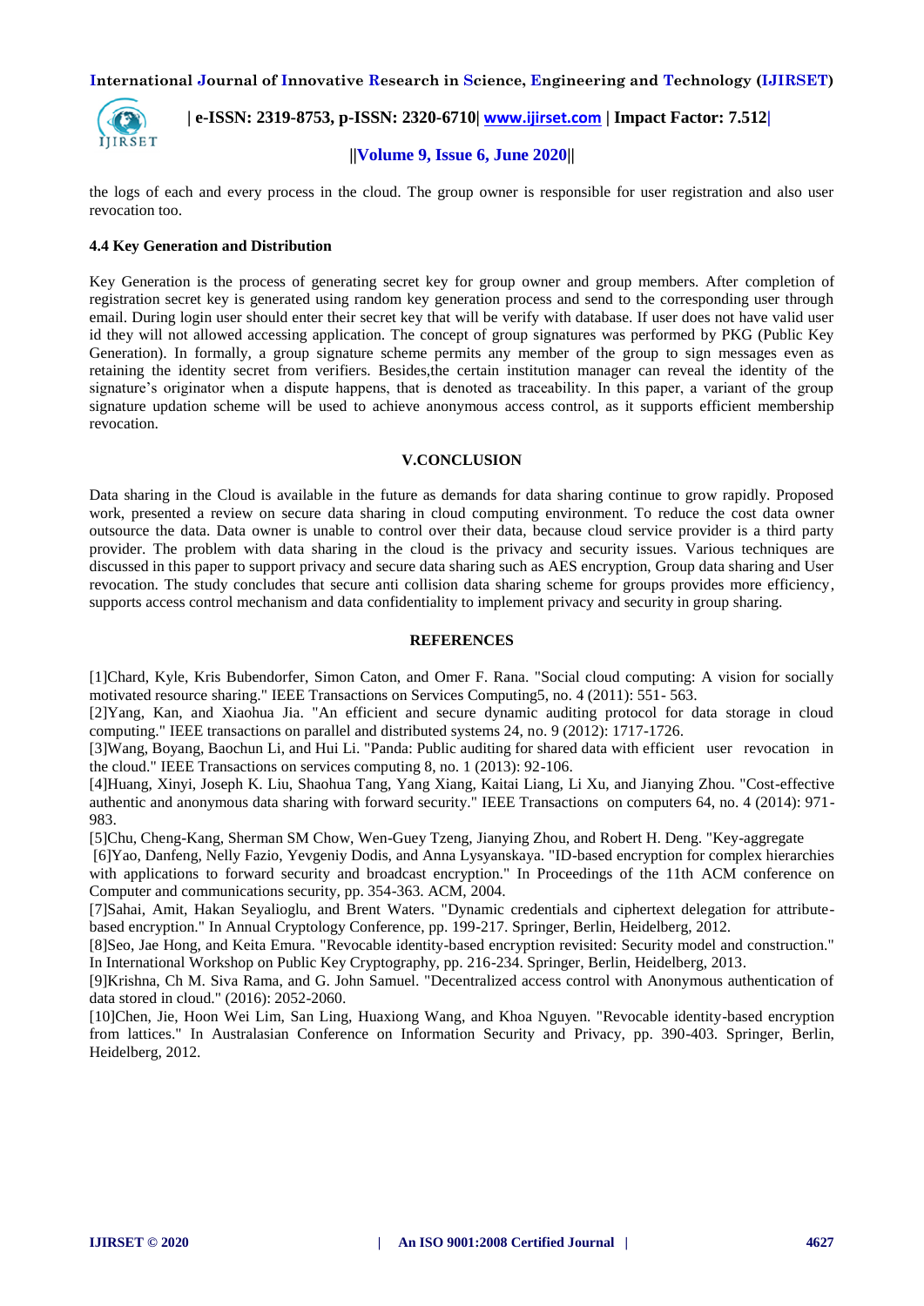the logs of each and every process in the cloud. The group owner is responsible for user registration and also user revocation too.

### 4.4 Key Generation and Distribution

Key Generation is the process of generating secret key for group owner and group members. After completion of registration secret key is generated using random key generation process and send to the corresponding user through email. During login user should enter their secret key that will be verify with database. If user does not have valid user id they will not allowed accessing application. The concept of group signatures was performed by PKG (Public Key Generation). In formally, a group signature scheme permits any member of the group to sign messages even as retaining the identity secret from verifiers. Besides,the certain institution manager can reveal the identity of the signature's originator when a dispute happens, that is denoted as traceability. In this paper, a variant of the group signature updation scheme will be used to achieve anonymous access control, as it supports efficient membership revocation.

## V.CONCLUSION

Data sharing in the Cloud is available in the future as demands for data sharing continue to grow rapidly. Proposed work, presented a review on secure data sharing in cloud computing environment. To reduce the cost data owner outsource the data. Data owner is unable to control over their data, because cloud service provider is a third party provider. The problem with data sharing in the cloud is the privacy and security issues. Various techniques are discussed in this paper to support privacy and secure data sharing such as AES encryption, Group data sharing and User revocation. The study concludes that secure anti collision data sharing scheme for groups provides more efficiency, supports access control mechanism and data confidentiality to implement privacy and security in group sharing.

## REFERENCES

[1]Chard, Kyle, Kris Bubendorfer, Simon Caton, and Omer F. Rana. "Social cloud computing: A vision for socially motivated resource sharing." IEEE Transactions on Services Computing5, no. 4 (2011): 551- 563.

[2]Yang, Kan, and Xiaohua Jia. "An efficient and secure dynamic auditing protocol for data storage in cloud computing." IEEE transactions on parallel and distributed systems 24, no. 9 (2012): 1717-1726.

[3]Wang, Boyang, Baochun Li, and Hui Li. "Panda: Public auditing for shared data with efficient user revocation in the cloud." IEEE Transactions on services computing 8, no. 1 (2013): 92-106.

[4]Huang, Xinyi, Joseph K. Liu, Shaohua Tang, Yang Xiang, Kaitai Liang, Li Xu, and Jianying Zhou. "Cost-effective authentic and anonymous data sharing with forward security." IEEE Transactions on computers 64, no. 4 (2014): 971-983.

[5]Chu, Cheng-Kang, Sherman SM Chow, Wen-Guey Tzeng, Jianying Zhou, and Robert H. Deng. "Key-aggregate

[6]Yao, Danfeng, Nelly Fazio, Yevgeniy Dodis, and Anna Lysyanskaya. "ID-based encryption for complex hierarchies with applications to forward security and broadcast encryption." In Proceedings of the 11th ACM conference on Computer and communications security, pp. 354-363. ACM, 2004.

[7]Sahai, Amit, Hakan Seyalioglu, and Brent Waters. "Dynamic credentials and ciphertext delegation for attribute-based encryption." In Annual Cryptology Conference, pp. 199-217. Springer, Berlin, Heidelberg, 2012.

[8]Seo, Jae Hong, and Keita Emura. "Revocable identity-based encryption revisited: Security model and construction." In International Workshop on Public Key Cryptography, pp. 216-234. Springer, Berlin, Heidelberg, 2013.

[9]Krishna, Ch M. Siva Rama, and G. John Samuel. "Decentralized access control with Anonymous authentication of data stored in cloud." (2016): 2052-2060.

[10]Chen, Jie, Hoon Wei Lim, San Ling, Huaxiong Wang, and Khoa Nguyen. "Revocable identity-based encryption from lattices." In Australasian Conference on Information Security and Privacy, pp. 390-403. Springer, Berlin, Heidelberg, 2012.